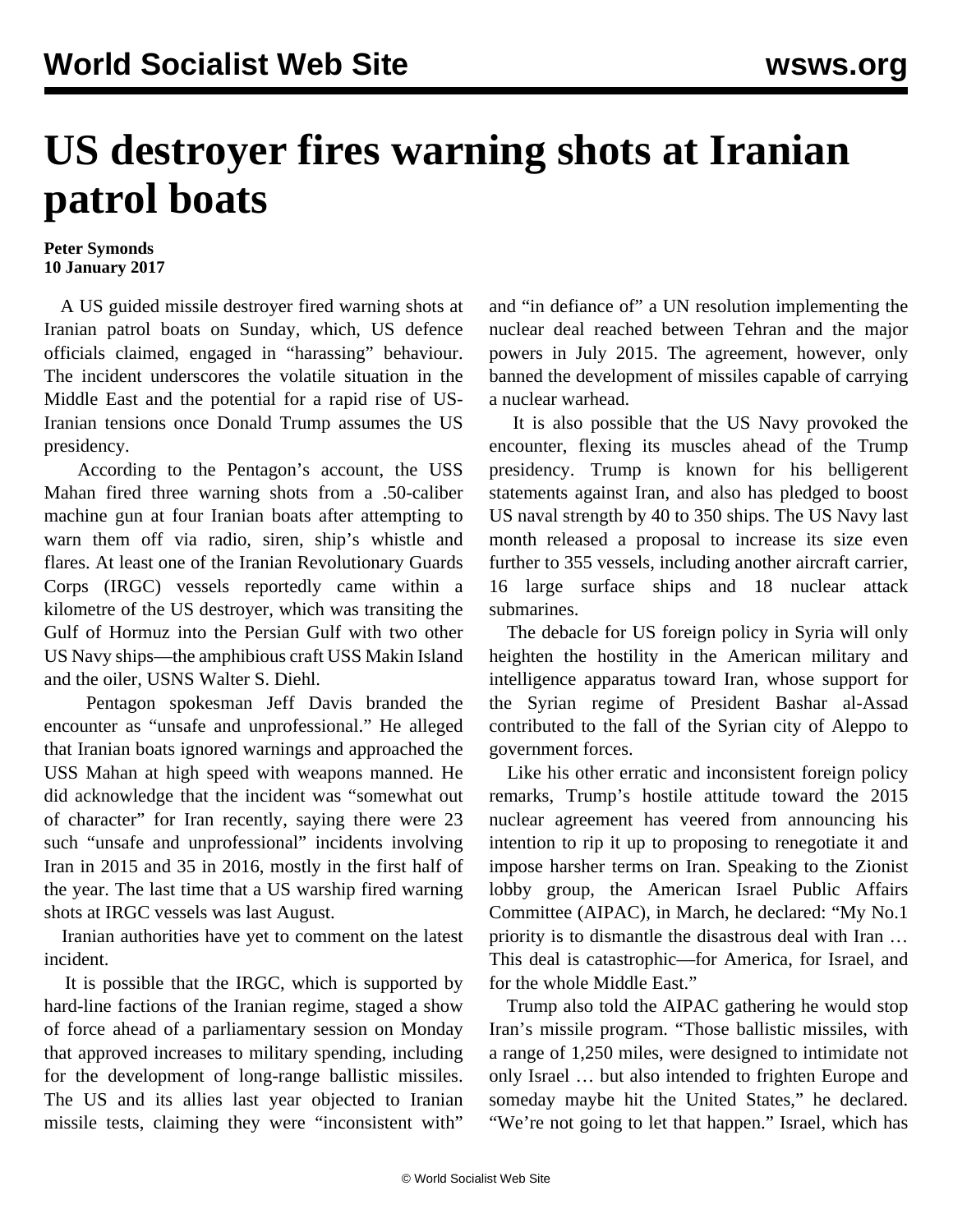# US destroyer fires warning shots at Iranian patrol boats

**Peter Symonds**
**10 January 2017**

A US guided missile destroyer fired warning shots at Iranian patrol boats on Sunday, which, US defence officials claimed, engaged in "harassing" behaviour. The incident underscores the volatile situation in the Middle East and the potential for a rapid rise of US-Iranian tensions once Donald Trump assumes the US presidency.

According to the Pentagon's account, the USS Mahan fired three warning shots from a .50-caliber machine gun at four Iranian boats after attempting to warn them off via radio, siren, ship's whistle and flares. At least one of the Iranian Revolutionary Guards Corps (IRGC) vessels reportedly came within a kilometre of the US destroyer, which was transiting the Gulf of Hormuz into the Persian Gulf with two other US Navy ships—the amphibious craft USS Makin Island and the oiler, USNS Walter S. Diehl.

Pentagon spokesman Jeff Davis branded the encounter as "unsafe and unprofessional." He alleged that Iranian boats ignored warnings and approached the USS Mahan at high speed with weapons manned. He did acknowledge that the incident was "somewhat out of character" for Iran recently, saying there were 23 such "unsafe and unprofessional" incidents involving Iran in 2015 and 35 in 2016, mostly in the first half of the year. The last time that a US warship fired warning shots at IRGC vessels was last August.

Iranian authorities have yet to comment on the latest incident.

It is possible that the IRGC, which is supported by hard-line factions of the Iranian regime, staged a show of force ahead of a parliamentary session on Monday that approved increases to military spending, including for the development of long-range ballistic missiles. The US and its allies last year objected to Iranian missile tests, claiming they were "inconsistent with" and "in defiance of" a UN resolution implementing the nuclear deal reached between Tehran and the major powers in July 2015. The agreement, however, only banned the development of missiles capable of carrying a nuclear warhead.

It is also possible that the US Navy provoked the encounter, flexing its muscles ahead of the Trump presidency. Trump is known for his belligerent statements against Iran, and also has pledged to boost US naval strength by 40 to 350 ships. The US Navy last month released a proposal to increase its size even further to 355 vessels, including another aircraft carrier, 16 large surface ships and 18 nuclear attack submarines.

The debacle for US foreign policy in Syria will only heighten the hostility in the American military and intelligence apparatus toward Iran, whose support for the Syrian regime of President Bashar al-Assad contributed to the fall of the Syrian city of Aleppo to government forces.

Like his other erratic and inconsistent foreign policy remarks, Trump's hostile attitude toward the 2015 nuclear agreement has veered from announcing his intention to rip it up to proposing to renegotiate it and impose harsher terms on Iran. Speaking to the Zionist lobby group, the American Israel Public Affairs Committee (AIPAC), in March, he declared: "My No.1 priority is to dismantle the disastrous deal with Iran … This deal is catastrophic—for America, for Israel, and for the whole Middle East."

Trump also told the AIPAC gathering he would stop Iran's missile program. "Those ballistic missiles, with a range of 1,250 miles, were designed to intimidate not only Israel … but also intended to frighten Europe and someday maybe hit the United States," he declared. "We're not going to let that happen." Israel, which has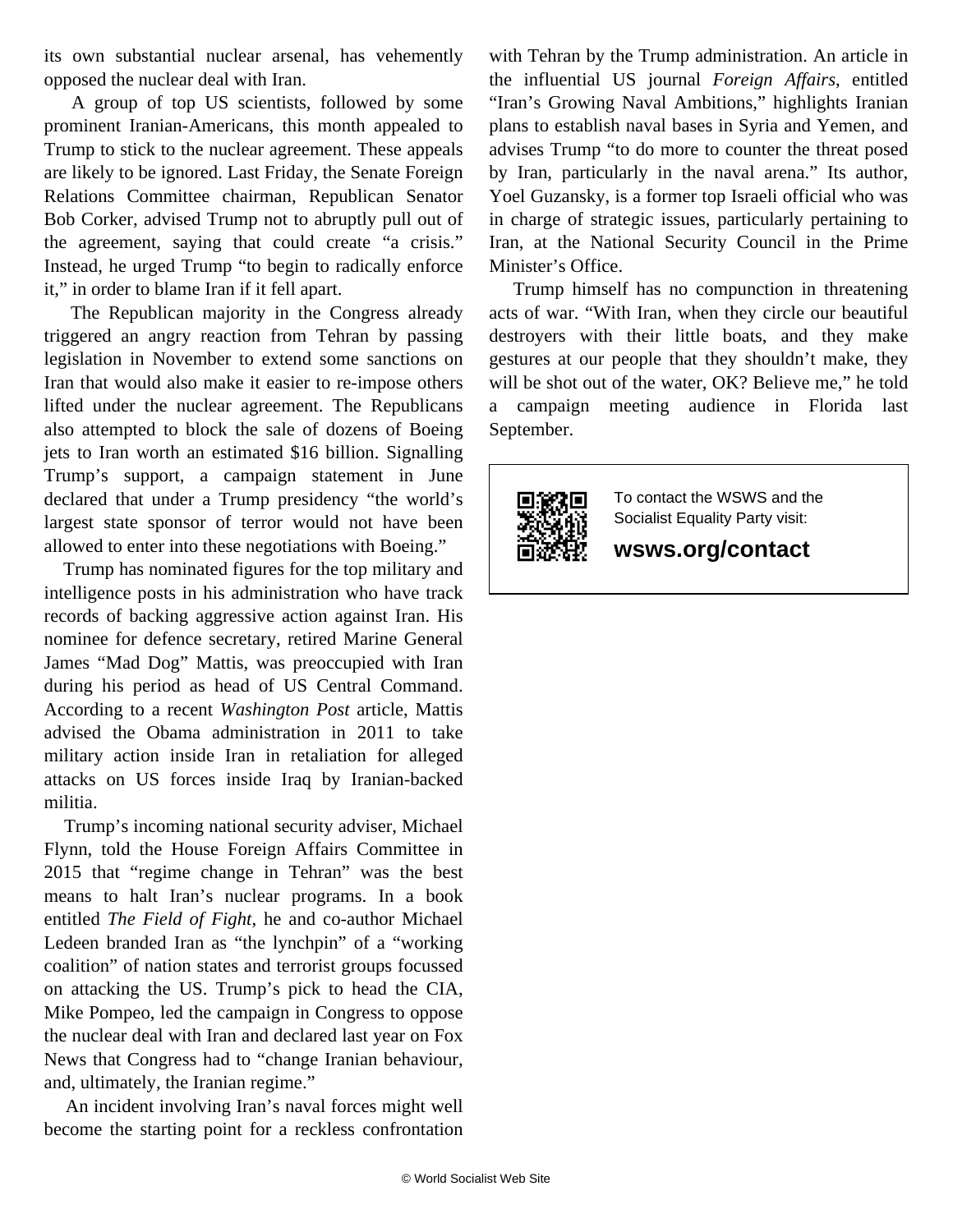its own substantial nuclear arsenal, has vehemently opposed the nuclear deal with Iran.

A group of top US scientists, followed by some prominent Iranian-Americans, this month appealed to Trump to stick to the nuclear agreement. These appeals are likely to be ignored. Last Friday, the Senate Foreign Relations Committee chairman, Republican Senator Bob Corker, advised Trump not to abruptly pull out of the agreement, saying that could create "a crisis." Instead, he urged Trump "to begin to radically enforce it," in order to blame Iran if it fell apart.

The Republican majority in the Congress already triggered an angry reaction from Tehran by passing legislation in November to extend some sanctions on Iran that would also make it easier to re-impose others lifted under the nuclear agreement. The Republicans also attempted to block the sale of dozens of Boeing jets to Iran worth an estimated $16 billion. Signalling Trump's support, a campaign statement in June declared that under a Trump presidency "the world's largest state sponsor of terror would not have been allowed to enter into these negotiations with Boeing."

Trump has nominated figures for the top military and intelligence posts in his administration who have track records of backing aggressive action against Iran. His nominee for defence secretary, retired Marine General James "Mad Dog" Mattis, was preoccupied with Iran during his period as head of US Central Command. According to a recent *Washington Post* article, Mattis advised the Obama administration in 2011 to take military action inside Iran in retaliation for alleged attacks on US forces inside Iraq by Iranian-backed militia.

Trump's incoming national security adviser, Michael Flynn, told the House Foreign Affairs Committee in 2015 that "regime change in Tehran" was the best means to halt Iran's nuclear programs. In a book entitled *The Field of Fight*, he and co-author Michael Ledeen branded Iran as "the lynchpin" of a "working coalition" of nation states and terrorist groups focussed on attacking the US. Trump's pick to head the CIA, Mike Pompeo, led the campaign in Congress to oppose the nuclear deal with Iran and declared last year on Fox News that Congress had to "change Iranian behaviour, and, ultimately, the Iranian regime."

An incident involving Iran's naval forces might well become the starting point for a reckless confrontation with Tehran by the Trump administration. An article in the influential US journal *Foreign Affairs*, entitled "Iran's Growing Naval Ambitions," highlights Iranian plans to establish naval bases in Syria and Yemen, and advises Trump "to do more to counter the threat posed by Iran, particularly in the naval arena." Its author, Yoel Guzansky, is a former top Israeli official who was in charge of strategic issues, particularly pertaining to Iran, at the National Security Council in the Prime Minister's Office.

Trump himself has no compunction in threatening acts of war. "With Iran, when they circle our beautiful destroyers with their little boats, and they make gestures at our people that they shouldn't make, they will be shot out of the water, OK? Believe me," he told a campaign meeting audience in Florida last September.

To contact the WSWS and the Socialist Equality Party visit:

**wsws.org/contact**